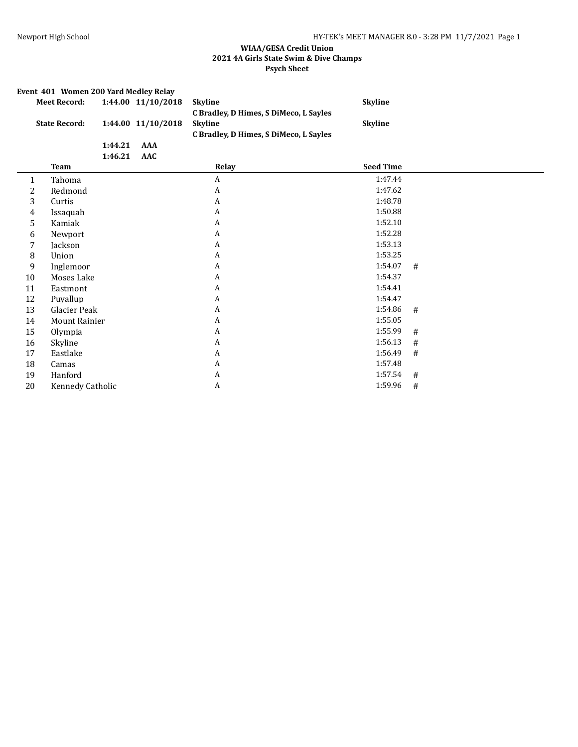**WIAA/GESA Credit Union**
**2021 4A Girls State Swim & Dive Champs**
**Psych Sheet**

**Event 401 Women 200 Yard Medley Relay**

| | | | | |
|---|---|---|---|---|
| **Meet Record:** | **1:44.00** | **11/10/2018** | **Skyline** | **Skyline** |
| | | | **C Bradley, D Himes, S DiMeco, L Sayles** | |
| **State Record:** | **1:44.00** | **11/10/2018** | **Skyline** | **Skyline** |
| | | | **C Bradley, D Himes, S DiMeco, L Sayles** | |
| | **1:44.21** | **AAA** | | |
| | **1:46.21** | **AAC** | | |

| | Team | Relay | Seed Time | |
|---|---|---|---|---|
| 1 | Tahoma | A | 1:47.44 | |
| 2 | Redmond | A | 1:47.62 | |
| 3 | Curtis | A | 1:48.78 | |
| 4 | Issaquah | A | 1:50.88 | |
| 5 | Kamiak | A | 1:52.10 | |
| 6 | Newport | A | 1:52.28 | |
| 7 | Jackson | A | 1:53.13 | |
| 8 | Union | A | 1:53.25 | |
| 9 | Inglemoor | A | 1:54.07 | # |
| 10 | Moses Lake | A | 1:54.37 | |
| 11 | Eastmont | A | 1:54.41 | |
| 12 | Puyallup | A | 1:54.47 | |
| 13 | Glacier Peak | A | 1:54.86 | # |
| 14 | Mount Rainier | A | 1:55.05 | |
| 15 | Olympia | A | 1:55.99 | # |
| 16 | Skyline | A | 1:56.13 | # |
| 17 | Eastlake | A | 1:56.49 | # |
| 18 | Camas | A | 1:57.48 | |
| 19 | Hanford | A | 1:57.54 | # |
| 20 | Kennedy Catholic | A | 1:59.96 | # |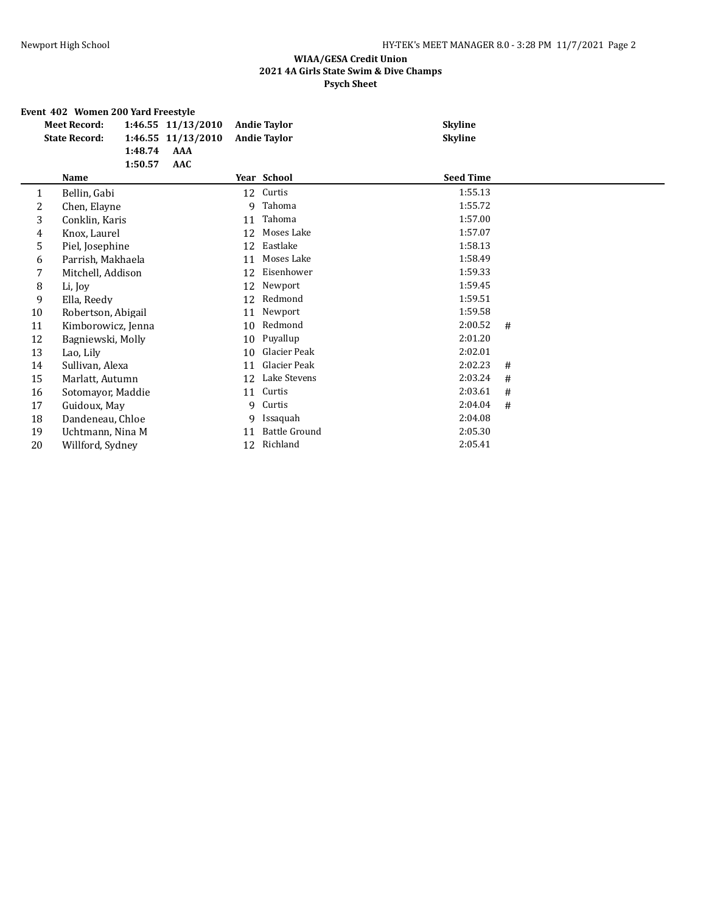**WIAA/GESA Credit Union**
**2021 4A Girls State Swim & Dive Champs**
**Psych Sheet**

**Event 402 Women 200 Yard Freestyle**

| | | | | |
|---|---|---|---|---|
| **Meet Record:** | **1:46.55** | **11/13/2010** | **Andie Taylor** | **Skyline** |
| **State Record:** | **1:46.55** | **11/13/2010** | **Andie Taylor** | **Skyline** |
| | **1:48.74** | **AAA** | | |
| | **1:50.57** | **AAC** | | |

| | Name | Year | School | Seed Time | |
|---|---|---|---|---|---|
| 1 | Bellin, Gabi | 12 | Curtis | 1:55.13 | |
| 2 | Chen, Elayne | 9 | Tahoma | 1:55.72 | |
| 3 | Conklin, Karis | 11 | Tahoma | 1:57.00 | |
| 4 | Knox, Laurel | 12 | Moses Lake | 1:57.07 | |
| 5 | Piel, Josephine | 12 | Eastlake | 1:58.13 | |
| 6 | Parrish, Makhaela | 11 | Moses Lake | 1:58.49 | |
| 7 | Mitchell, Addison | 12 | Eisenhower | 1:59.33 | |
| 8 | Li, Joy | 12 | Newport | 1:59.45 | |
| 9 | Ella, Reedy | 12 | Redmond | 1:59.51 | |
| 10 | Robertson, Abigail | 11 | Newport | 1:59.58 | |
| 11 | Kimborowicz, Jenna | 10 | Redmond | 2:00.52 | # |
| 12 | Bagniewski, Molly | 10 | Puyallup | 2:01.20 | |
| 13 | Lao, Lily | 10 | Glacier Peak | 2:02.01 | |
| 14 | Sullivan, Alexa | 11 | Glacier Peak | 2:02.23 | # |
| 15 | Marlatt, Autumn | 12 | Lake Stevens | 2:03.24 | # |
| 16 | Sotomayor, Maddie | 11 | Curtis | 2:03.61 | # |
| 17 | Guidoux, May | 9 | Curtis | 2:04.04 | # |
| 18 | Dandeneau, Chloe | 9 | Issaquah | 2:04.08 | |
| 19 | Uchtmann, Nina M | 11 | Battle Ground | 2:05.30 | |
| 20 | Willford, Sydney | 12 | Richland | 2:05.41 | |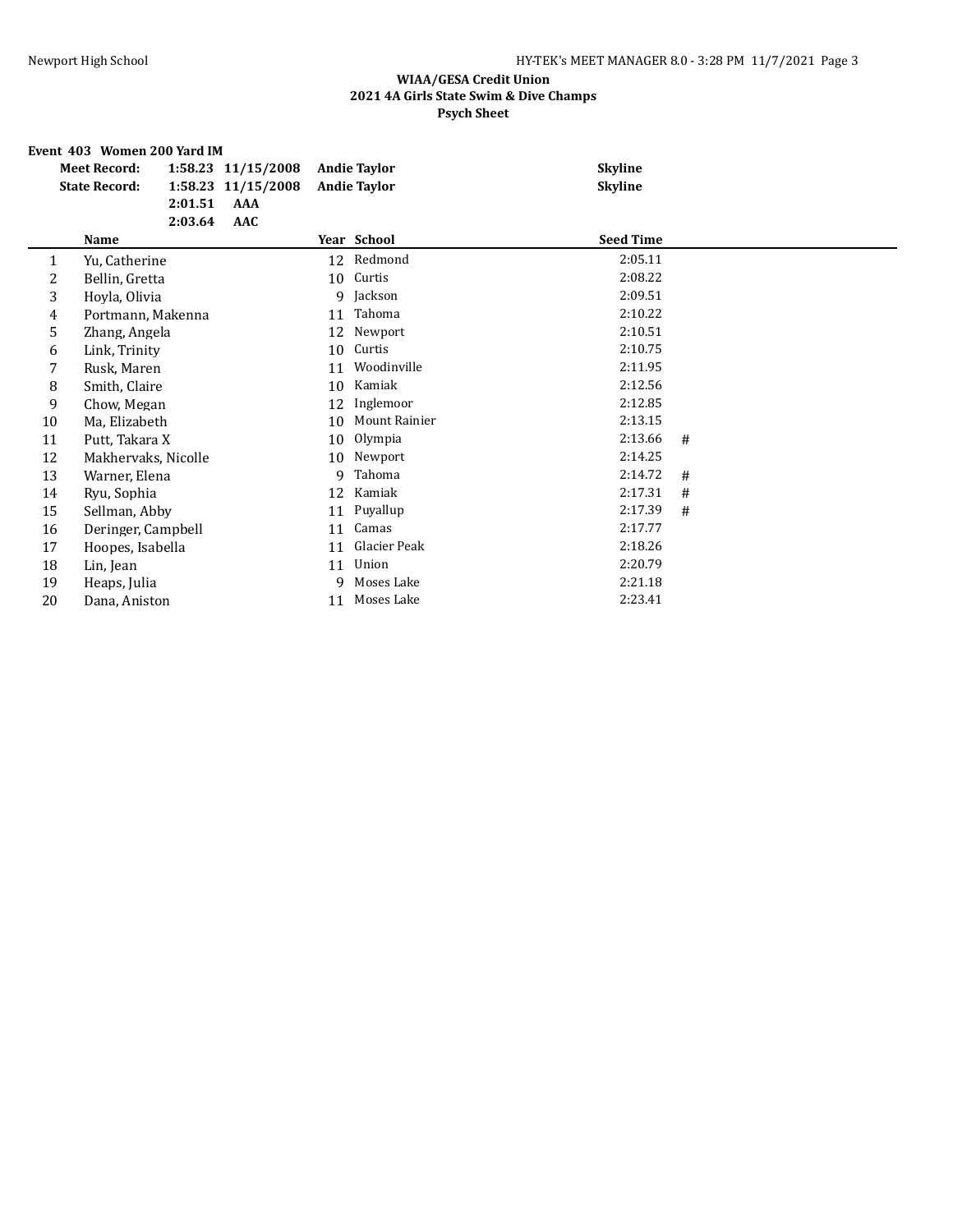**WIAA/GESA Credit Union**
**2021 4A Girls State Swim & Dive Champs**
**Psych Sheet**

**Event 403 Women 200 Yard IM**

| | | | | |
|---|---|---|---|---|
| **Meet Record:** | **1:58.23** | **11/15/2008** | **Andie Taylor** | **Skyline** |
| **State Record:** | **1:58.23** | **11/15/2008** | **Andie Taylor** | **Skyline** |
| | **2:01.51** | **AAA** | | |
| | **2:03.64** | **AAC** | | |

| | Name | Year | School | Seed Time | |
|---|---|---|---|---|---|
| 1 | Yu, Catherine | 12 | Redmond | 2:05.11 | |
| 2 | Bellin, Gretta | 10 | Curtis | 2:08.22 | |
| 3 | Hoyla, Olivia | 9 | Jackson | 2:09.51 | |
| 4 | Portmann, Makenna | 11 | Tahoma | 2:10.22 | |
| 5 | Zhang, Angela | 12 | Newport | 2:10.51 | |
| 6 | Link, Trinity | 10 | Curtis | 2:10.75 | |
| 7 | Rusk, Maren | 11 | Woodinville | 2:11.95 | |
| 8 | Smith, Claire | 10 | Kamiak | 2:12.56 | |
| 9 | Chow, Megan | 12 | Inglemoor | 2:12.85 | |
| 10 | Ma, Elizabeth | 10 | Mount Rainier | 2:13.15 | |
| 11 | Putt, Takara X | 10 | Olympia | 2:13.66 | # |
| 12 | Makhervaks, Nicolle | 10 | Newport | 2:14.25 | |
| 13 | Warner, Elena | 9 | Tahoma | 2:14.72 | # |
| 14 | Ryu, Sophia | 12 | Kamiak | 2:17.31 | # |
| 15 | Sellman, Abby | 11 | Puyallup | 2:17.39 | # |
| 16 | Deringer, Campbell | 11 | Camas | 2:17.77 | |
| 17 | Hoopes, Isabella | 11 | Glacier Peak | 2:18.26 | |
| 18 | Lin, Jean | 11 | Union | 2:20.79 | |
| 19 | Heaps, Julia | 9 | Moses Lake | 2:21.18 | |
| 20 | Dana, Aniston | 11 | Moses Lake | 2:23.41 | |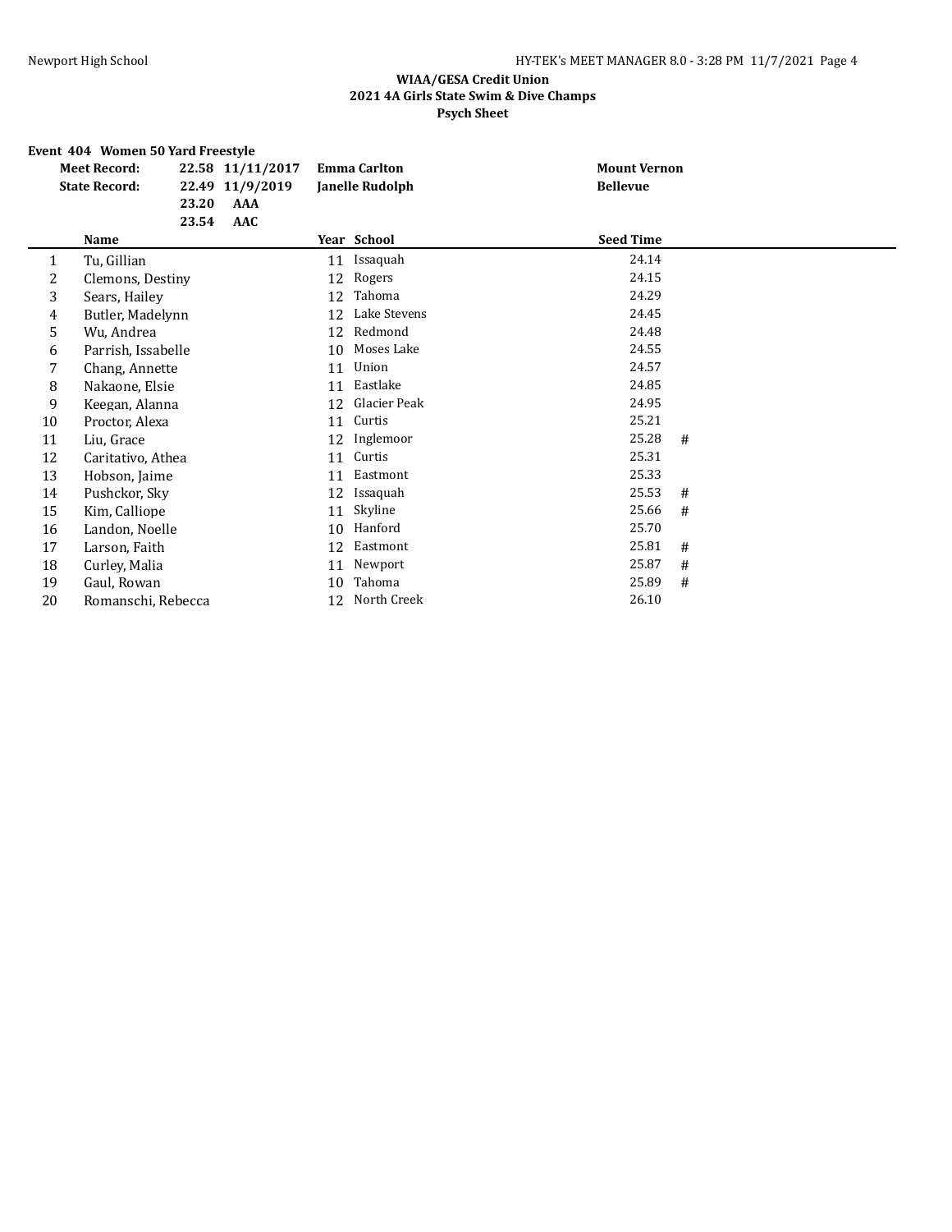**WIAA/GESA Credit Union**
**2021 4A Girls State Swim & Dive Champs**
**Psych Sheet**

**Event 404 Women 50 Yard Freestyle**

| | | | | |
|---|---|---|---|---|
| **Meet Record:** | **22.58** | **11/11/2017** | **Emma Carlton** | **Mount Vernon** |
| **State Record:** | **22.49** | **11/9/2019** | **Janelle Rudolph** | **Bellevue** |
| | **23.20** | **AAA** | | |
| | **23.54** | **AAC** | | |

| | Name | Year | School | Seed Time | |
|---|---|---|---|---|---|
| 1 | Tu, Gillian | 11 | Issaquah | 24.14 | |
| 2 | Clemons, Destiny | 12 | Rogers | 24.15 | |
| 3 | Sears, Hailey | 12 | Tahoma | 24.29 | |
| 4 | Butler, Madelynn | 12 | Lake Stevens | 24.45 | |
| 5 | Wu, Andrea | 12 | Redmond | 24.48 | |
| 6 | Parrish, Issabelle | 10 | Moses Lake | 24.55 | |
| 7 | Chang, Annette | 11 | Union | 24.57 | |
| 8 | Nakaone, Elsie | 11 | Eastlake | 24.85 | |
| 9 | Keegan, Alanna | 12 | Glacier Peak | 24.95 | |
| 10 | Proctor, Alexa | 11 | Curtis | 25.21 | |
| 11 | Liu, Grace | 12 | Inglemoor | 25.28 | # |
| 12 | Caritativo, Athea | 11 | Curtis | 25.31 | |
| 13 | Hobson, Jaime | 11 | Eastmont | 25.33 | |
| 14 | Pushckor, Sky | 12 | Issaquah | 25.53 | # |
| 15 | Kim, Calliope | 11 | Skyline | 25.66 | # |
| 16 | Landon, Noelle | 10 | Hanford | 25.70 | |
| 17 | Larson, Faith | 12 | Eastmont | 25.81 | # |
| 18 | Curley, Malia | 11 | Newport | 25.87 | # |
| 19 | Gaul, Rowan | 10 | Tahoma | 25.89 | # |
| 20 | Romanschi, Rebecca | 12 | North Creek | 26.10 | |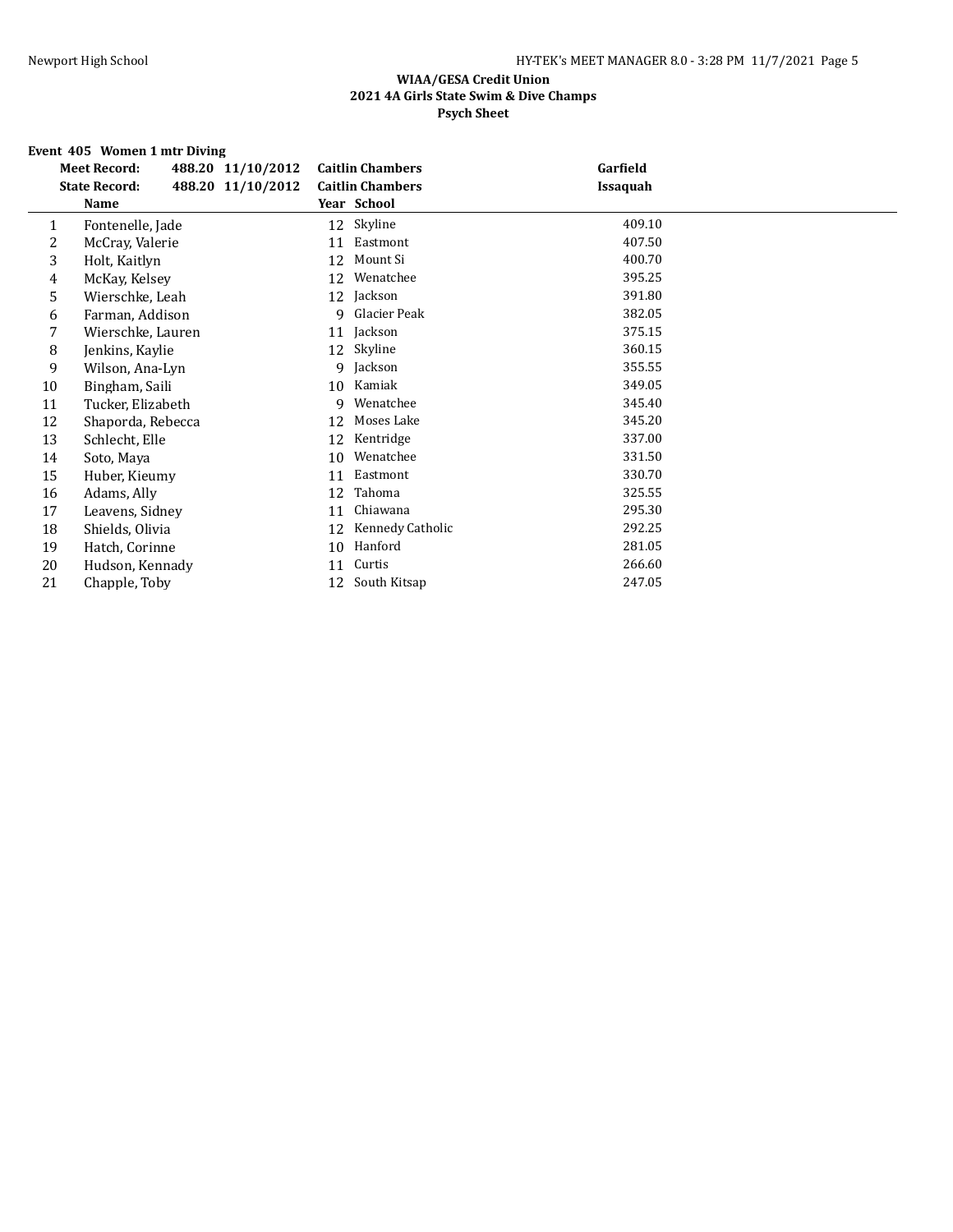**WIAA/GESA Credit Union**
**2021 4A Girls State Swim & Dive Champs**
**Psych Sheet**

**Event 405 Women 1 mtr Diving**

| | | | | |
|---|---|---|---|---|
| **Meet Record:** | 488.20 11/10/2012 | **Caitlin Chambers** | **Garfield** | |
| **State Record:** | 488.20 11/10/2012 | **Caitlin Chambers** | **Issaquah** | |

| | Name | Year | School | |
|---|---|---|---|---|
| 1 | Fontenelle, Jade | 12 | Skyline | 409.10 |
| 2 | McCray, Valerie | 11 | Eastmont | 407.50 |
| 3 | Holt, Kaitlyn | 12 | Mount Si | 400.70 |
| 4 | McKay, Kelsey | 12 | Wenatchee | 395.25 |
| 5 | Wierschke, Leah | 12 | Jackson | 391.80 |
| 6 | Farman, Addison | 9 | Glacier Peak | 382.05 |
| 7 | Wierschke, Lauren | 11 | Jackson | 375.15 |
| 8 | Jenkins, Kaylie | 12 | Skyline | 360.15 |
| 9 | Wilson, Ana-Lyn | 9 | Jackson | 355.55 |
| 10 | Bingham, Saili | 10 | Kamiak | 349.05 |
| 11 | Tucker, Elizabeth | 9 | Wenatchee | 345.40 |
| 12 | Shaporda, Rebecca | 12 | Moses Lake | 345.20 |
| 13 | Schlecht, Elle | 12 | Kentridge | 337.00 |
| 14 | Soto, Maya | 10 | Wenatchee | 331.50 |
| 15 | Huber, Kieumy | 11 | Eastmont | 330.70 |
| 16 | Adams, Ally | 12 | Tahoma | 325.55 |
| 17 | Leavens, Sidney | 11 | Chiawana | 295.30 |
| 18 | Shields, Olivia | 12 | Kennedy Catholic | 292.25 |
| 19 | Hatch, Corinne | 10 | Hanford | 281.05 |
| 20 | Hudson, Kennady | 11 | Curtis | 266.60 |
| 21 | Chapple, Toby | 12 | South Kitsap | 247.05 |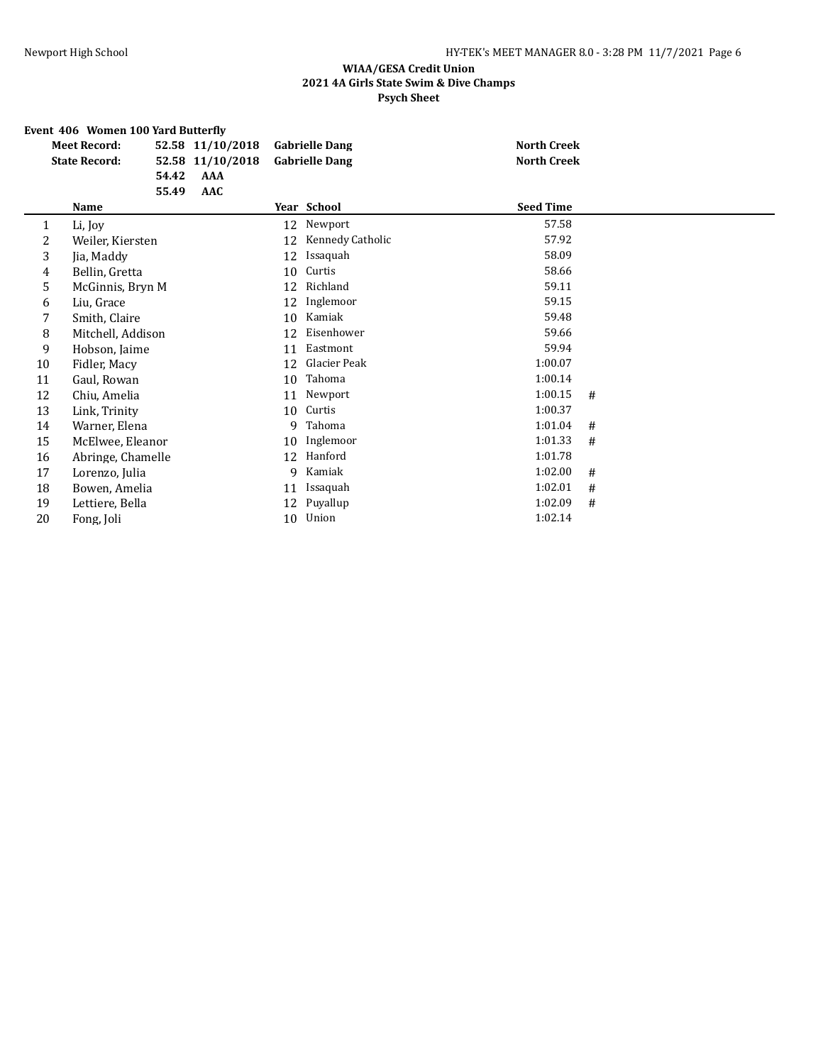### WIAA/GESA Credit Union
### 2021 4A Girls State Swim & Dive Champs
### Psych Sheet

**Event 406 Women 100 Yard Butterfly**

| | | | | |
|---|---|---|---|---|
| **Meet Record:** | 52.58 | 11/10/2018 | Gabrielle Dang | North Creek |
| **State Record:** | 52.58 | 11/10/2018 | Gabrielle Dang | North Creek |
| | 54.42 | AAA | | |
| | 55.49 | AAC | | |

| | Name | Year | School | Seed Time | |
|---|---|---|---|---|---|
| 1 | Li, Joy | 12 | Newport | 57.58 | |
| 2 | Weiler, Kiersten | 12 | Kennedy Catholic | 57.92 | |
| 3 | Jia, Maddy | 12 | Issaquah | 58.09 | |
| 4 | Bellin, Gretta | 10 | Curtis | 58.66 | |
| 5 | McGinnis, Bryn M | 12 | Richland | 59.11 | |
| 6 | Liu, Grace | 12 | Inglemoor | 59.15 | |
| 7 | Smith, Claire | 10 | Kamiak | 59.48 | |
| 8 | Mitchell, Addison | 12 | Eisenhower | 59.66 | |
| 9 | Hobson, Jaime | 11 | Eastmont | 59.94 | |
| 10 | Fidler, Macy | 12 | Glacier Peak | 1:00.07 | |
| 11 | Gaul, Rowan | 10 | Tahoma | 1:00.14 | |
| 12 | Chiu, Amelia | 11 | Newport | 1:00.15 | # |
| 13 | Link, Trinity | 10 | Curtis | 1:00.37 | |
| 14 | Warner, Elena | 9 | Tahoma | 1:01.04 | # |
| 15 | McElwee, Eleanor | 10 | Inglemoor | 1:01.33 | # |
| 16 | Abringe, Chamelle | 12 | Hanford | 1:01.78 | |
| 17 | Lorenzo, Julia | 9 | Kamiak | 1:02.00 | # |
| 18 | Bowen, Amelia | 11 | Issaquah | 1:02.01 | # |
| 19 | Lettiere, Bella | 12 | Puyallup | 1:02.09 | # |
| 20 | Fong, Joli | 10 | Union | 1:02.14 | |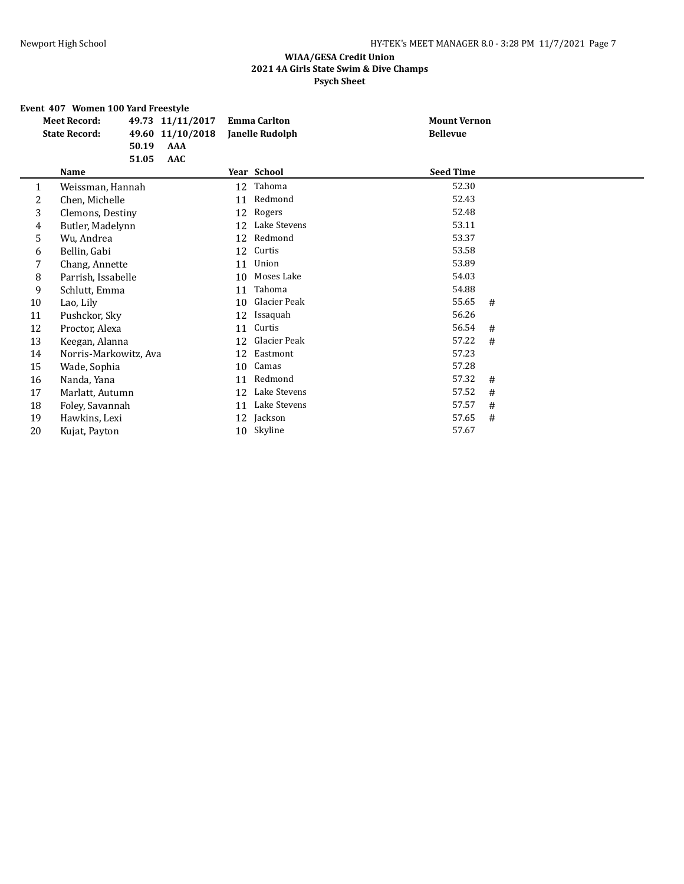**WIAA/GESA Credit Union**
**2021 4A Girls State Swim & Dive Champs**
**Psych Sheet**

**Event 407 Women 100 Yard Freestyle**

| | | | | |
|---|---|---|---|---|
| **Meet Record:** | 49.73 | 11/11/2017 | **Emma Carlton** | **Mount Vernon** |
| **State Record:** | 49.60 | 11/10/2018 | **Janelle Rudolph** | **Bellevue** |
| | 50.19 | AAA | | |
| | 51.05 | AAC | | |

| | Name | Year | School | Seed Time | |
|---|---|---|---|---|---|
| 1 | Weissman, Hannah | 12 | Tahoma | 52.30 | |
| 2 | Chen, Michelle | 11 | Redmond | 52.43 | |
| 3 | Clemons, Destiny | 12 | Rogers | 52.48 | |
| 4 | Butler, Madelynn | 12 | Lake Stevens | 53.11 | |
| 5 | Wu, Andrea | 12 | Redmond | 53.37 | |
| 6 | Bellin, Gabi | 12 | Curtis | 53.58 | |
| 7 | Chang, Annette | 11 | Union | 53.89 | |
| 8 | Parrish, Issabelle | 10 | Moses Lake | 54.03 | |
| 9 | Schlutt, Emma | 11 | Tahoma | 54.88 | |
| 10 | Lao, Lily | 10 | Glacier Peak | 55.65 | # |
| 11 | Pushckor, Sky | 12 | Issaquah | 56.26 | |
| 12 | Proctor, Alexa | 11 | Curtis | 56.54 | # |
| 13 | Keegan, Alanna | 12 | Glacier Peak | 57.22 | # |
| 14 | Norris-Markowitz, Ava | 12 | Eastmont | 57.23 | |
| 15 | Wade, Sophia | 10 | Camas | 57.28 | |
| 16 | Nanda, Yana | 11 | Redmond | 57.32 | # |
| 17 | Marlatt, Autumn | 12 | Lake Stevens | 57.52 | # |
| 18 | Foley, Savannah | 11 | Lake Stevens | 57.57 | # |
| 19 | Hawkins, Lexi | 12 | Jackson | 57.65 | # |
| 20 | Kujat, Payton | 10 | Skyline | 57.67 | |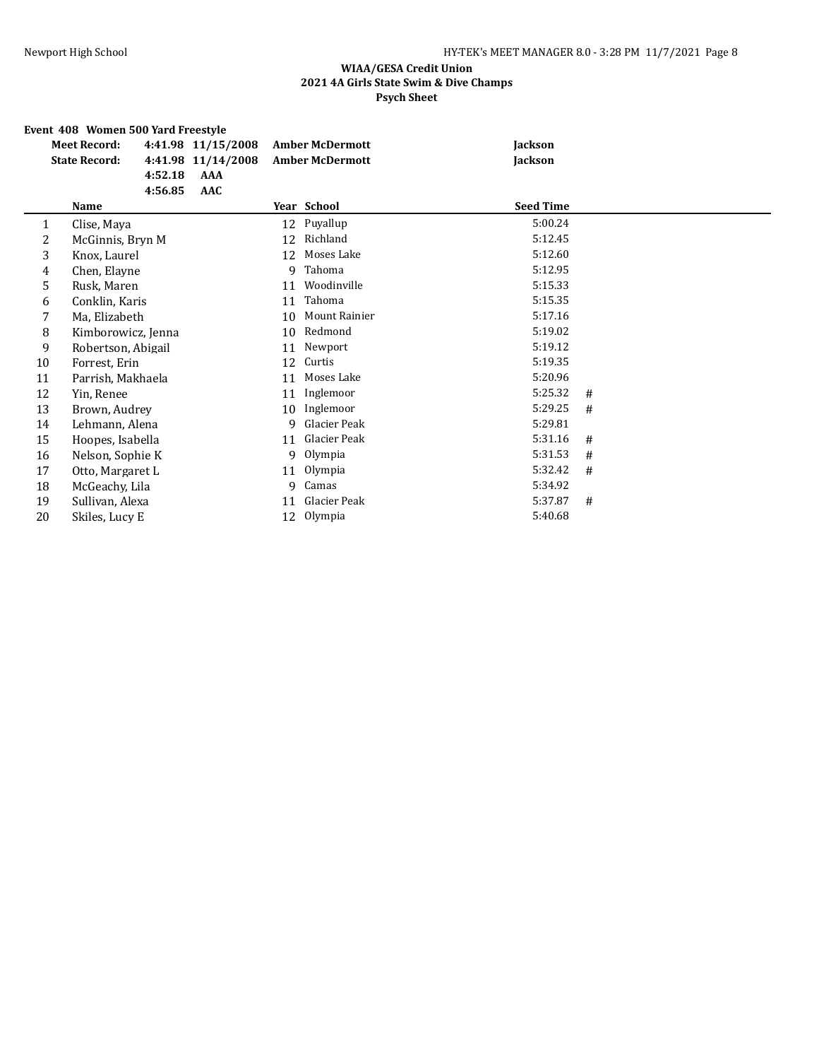**WIAA/GESA Credit Union**
**2021 4A Girls State Swim & Dive Champs**
**Psych Sheet**

**Event 408 Women 500 Yard Freestyle**

| | | | | |
|---|---|---|---|---|
| **Meet Record:** | **4:41.98** | **11/15/2008** | **Amber McDermott** | **Jackson** |
| **State Record:** | **4:41.98** | **11/14/2008** | **Amber McDermott** | **Jackson** |
| | **4:52.18** | **AAA** | | |
| | **4:56.85** | **AAC** | | |

| | Name | Year | School | Seed Time | |
|---|---|---|---|---|---|
| 1 | Clise, Maya | 12 | Puyallup | 5:00.24 | |
| 2 | McGinnis, Bryn M | 12 | Richland | 5:12.45 | |
| 3 | Knox, Laurel | 12 | Moses Lake | 5:12.60 | |
| 4 | Chen, Elayne | 9 | Tahoma | 5:12.95 | |
| 5 | Rusk, Maren | 11 | Woodinville | 5:15.33 | |
| 6 | Conklin, Karis | 11 | Tahoma | 5:15.35 | |
| 7 | Ma, Elizabeth | 10 | Mount Rainier | 5:17.16 | |
| 8 | Kimborowicz, Jenna | 10 | Redmond | 5:19.02 | |
| 9 | Robertson, Abigail | 11 | Newport | 5:19.12 | |
| 10 | Forrest, Erin | 12 | Curtis | 5:19.35 | |
| 11 | Parrish, Makhaela | 11 | Moses Lake | 5:20.96 | |
| 12 | Yin, Renee | 11 | Inglemoor | 5:25.32 | # |
| 13 | Brown, Audrey | 10 | Inglemoor | 5:29.25 | # |
| 14 | Lehmann, Alena | 9 | Glacier Peak | 5:29.81 | |
| 15 | Hoopes, Isabella | 11 | Glacier Peak | 5:31.16 | # |
| 16 | Nelson, Sophie K | 9 | Olympia | 5:31.53 | # |
| 17 | Otto, Margaret L | 11 | Olympia | 5:32.42 | # |
| 18 | McGeachy, Lila | 9 | Camas | 5:34.92 | |
| 19 | Sullivan, Alexa | 11 | Glacier Peak | 5:37.87 | # |
| 20 | Skiles, Lucy E | 12 | Olympia | 5:40.68 | |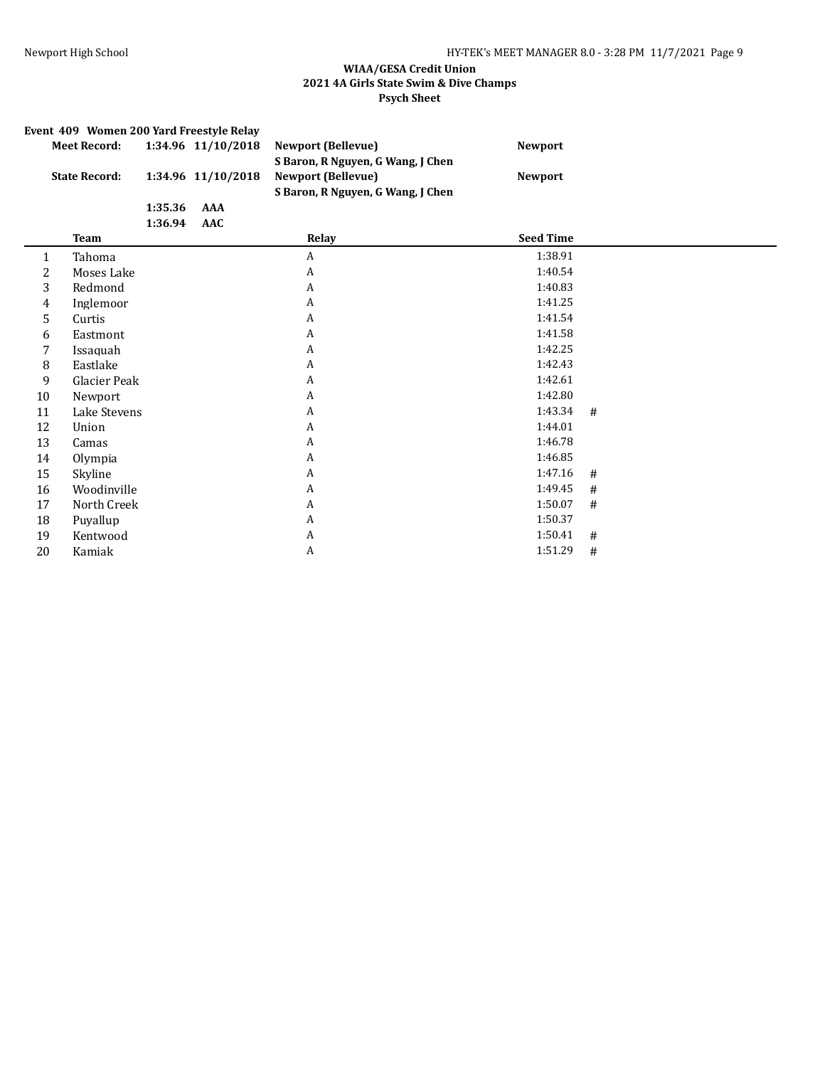## WIAA/GESA Credit Union
## 2021 4A Girls State Swim & Dive Champs
## Psych Sheet

**Event 409 Women 200 Yard Freestyle Relay**

| | | | | |
|---|---|---|---|---|
| **Meet Record:** | **1:34.96** | **11/10/2018** | **Newport (Bellevue)**<br>**S Baron, R Nguyen, G Wang, J Chen** | **Newport** |
| **State Record:** | **1:34.96** | **11/10/2018** | **Newport (Bellevue)**<br>**S Baron, R Nguyen, G Wang, J Chen** | **Newport** |
| | **1:35.36** | **AAA** | | |
| | **1:36.94** | **AAC** | | |

| | Team | Relay | Seed Time | |
|---|---|---|---|---|
| 1 | Tahoma | A | 1:38.91 | |
| 2 | Moses Lake | A | 1:40.54 | |
| 3 | Redmond | A | 1:40.83 | |
| 4 | Inglemoor | A | 1:41.25 | |
| 5 | Curtis | A | 1:41.54 | |
| 6 | Eastmont | A | 1:41.58 | |
| 7 | Issaquah | A | 1:42.25 | |
| 8 | Eastlake | A | 1:42.43 | |
| 9 | Glacier Peak | A | 1:42.61 | |
| 10 | Newport | A | 1:42.80 | |
| 11 | Lake Stevens | A | 1:43.34 | # |
| 12 | Union | A | 1:44.01 | |
| 13 | Camas | A | 1:46.78 | |
| 14 | Olympia | A | 1:46.85 | |
| 15 | Skyline | A | 1:47.16 | # |
| 16 | Woodinville | A | 1:49.45 | # |
| 17 | North Creek | A | 1:50.07 | # |
| 18 | Puyallup | A | 1:50.37 | |
| 19 | Kentwood | A | 1:50.41 | # |
| 20 | Kamiak | A | 1:51.29 | # |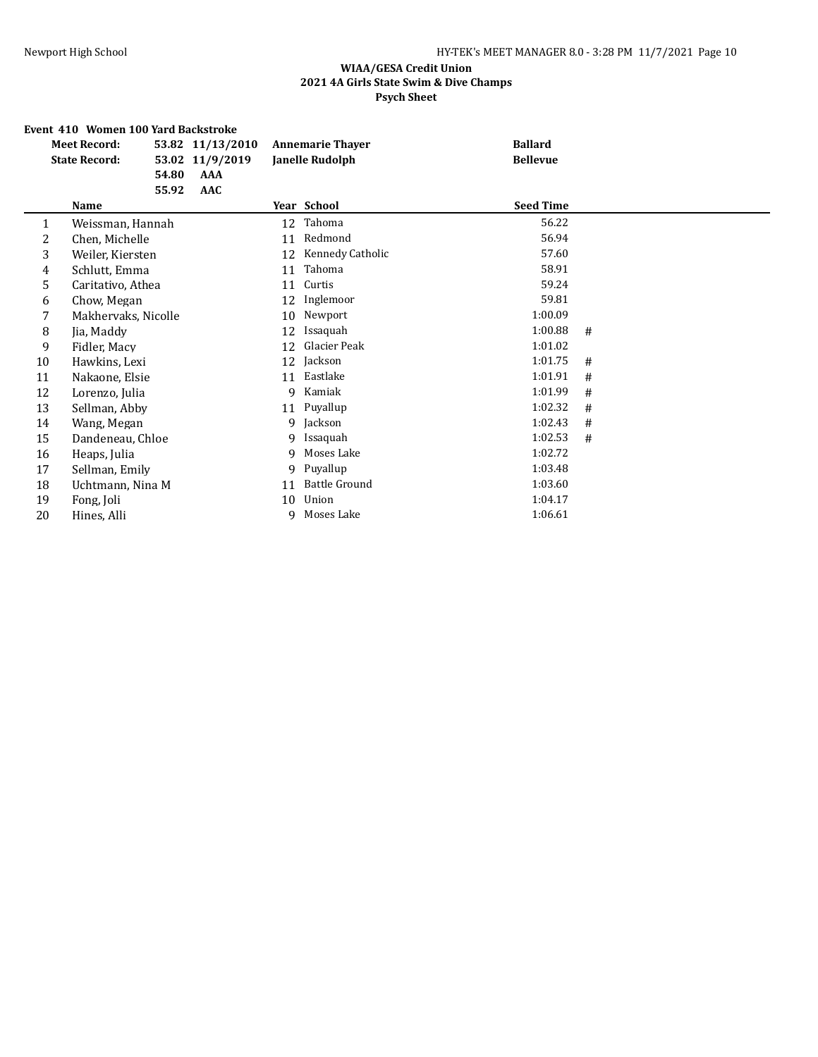**WIAA/GESA Credit Union**
**2021 4A Girls State Swim & Dive Champs**
**Psych Sheet**

**Event 410 Women 100 Yard Backstroke**

| | | | | |
|---|---|---|---|---|
| **Meet Record:** | **53.82** | **11/13/2010** | **Annemarie Thayer** | **Ballard** |
| **State Record:** | **53.02** | **11/9/2019** | **Janelle Rudolph** | **Bellevue** |
| | **54.80** | **AAA** | | |
| | **55.92** | **AAC** | | |

| | Name | Year | School | Seed Time | |
|---|---|---|---|---|---|
| 1 | Weissman, Hannah | 12 | Tahoma | 56.22 | |
| 2 | Chen, Michelle | 11 | Redmond | 56.94 | |
| 3 | Weiler, Kiersten | 12 | Kennedy Catholic | 57.60 | |
| 4 | Schlutt, Emma | 11 | Tahoma | 58.91 | |
| 5 | Caritativo, Athea | 11 | Curtis | 59.24 | |
| 6 | Chow, Megan | 12 | Inglemoor | 59.81 | |
| 7 | Makhervaks, Nicolle | 10 | Newport | 1:00.09 | |
| 8 | Jia, Maddy | 12 | Issaquah | 1:00.88 | # |
| 9 | Fidler, Macy | 12 | Glacier Peak | 1:01.02 | |
| 10 | Hawkins, Lexi | 12 | Jackson | 1:01.75 | # |
| 11 | Nakaone, Elsie | 11 | Eastlake | 1:01.91 | # |
| 12 | Lorenzo, Julia | 9 | Kamiak | 1:01.99 | # |
| 13 | Sellman, Abby | 11 | Puyallup | 1:02.32 | # |
| 14 | Wang, Megan | 9 | Jackson | 1:02.43 | # |
| 15 | Dandeneau, Chloe | 9 | Issaquah | 1:02.53 | # |
| 16 | Heaps, Julia | 9 | Moses Lake | 1:02.72 | |
| 17 | Sellman, Emily | 9 | Puyallup | 1:03.48 | |
| 18 | Uchtmann, Nina M | 11 | Battle Ground | 1:03.60 | |
| 19 | Fong, Joli | 10 | Union | 1:04.17 | |
| 20 | Hines, Alli | 9 | Moses Lake | 1:06.61 | |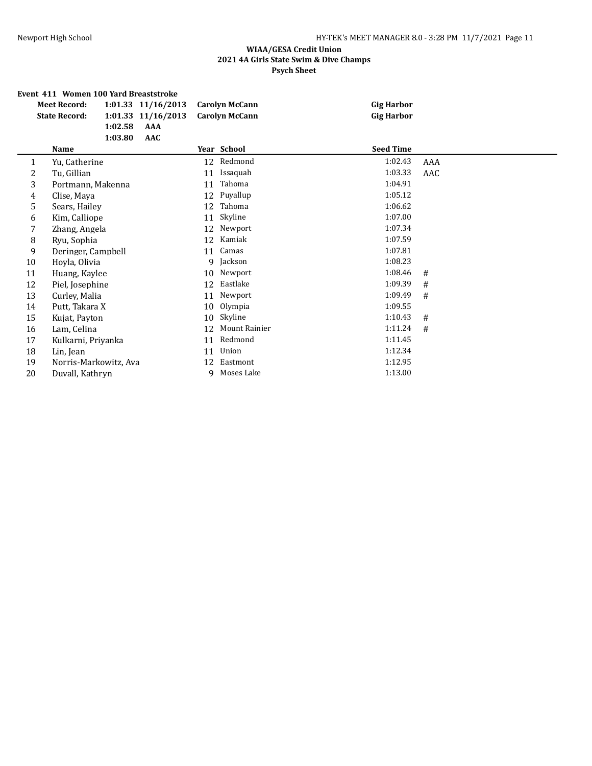**WIAA/GESA Credit Union**
**2021 4A Girls State Swim & Dive Champs**
**Psych Sheet**

**Event 411 Women 100 Yard Breaststroke**

| | | | | |
|---|---|---|---|---|
| **Meet Record:** | **1:01.33** | **11/16/2013** | **Carolyn McCann** | **Gig Harbor** |
| **State Record:** | **1:01.33** | **11/16/2013** | **Carolyn McCann** | **Gig Harbor** |
| | **1:02.58** | **AAA** | | |
| | **1:03.80** | **AAC** | | |

| | Name | Year | School | Seed Time | |
|---|---|---|---|---|---|
| 1 | Yu, Catherine | 12 | Redmond | 1:02.43 | AAA |
| 2 | Tu, Gillian | 11 | Issaquah | 1:03.33 | AAC |
| 3 | Portmann, Makenna | 11 | Tahoma | 1:04.91 | |
| 4 | Clise, Maya | 12 | Puyallup | 1:05.12 | |
| 5 | Sears, Hailey | 12 | Tahoma | 1:06.62 | |
| 6 | Kim, Calliope | 11 | Skyline | 1:07.00 | |
| 7 | Zhang, Angela | 12 | Newport | 1:07.34 | |
| 8 | Ryu, Sophia | 12 | Kamiak | 1:07.59 | |
| 9 | Deringer, Campbell | 11 | Camas | 1:07.81 | |
| 10 | Hoyla, Olivia | 9 | Jackson | 1:08.23 | |
| 11 | Huang, Kaylee | 10 | Newport | 1:08.46 | # |
| 12 | Piel, Josephine | 12 | Eastlake | 1:09.39 | # |
| 13 | Curley, Malia | 11 | Newport | 1:09.49 | # |
| 14 | Putt, Takara X | 10 | Olympia | 1:09.55 | |
| 15 | Kujat, Payton | 10 | Skyline | 1:10.43 | # |
| 16 | Lam, Celina | 12 | Mount Rainier | 1:11.24 | # |
| 17 | Kulkarni, Priyanka | 11 | Redmond | 1:11.45 | |
| 18 | Lin, Jean | 11 | Union | 1:12.34 | |
| 19 | Norris-Markowitz, Ava | 12 | Eastmont | 1:12.95 | |
| 20 | Duvall, Kathryn | 9 | Moses Lake | 1:13.00 | |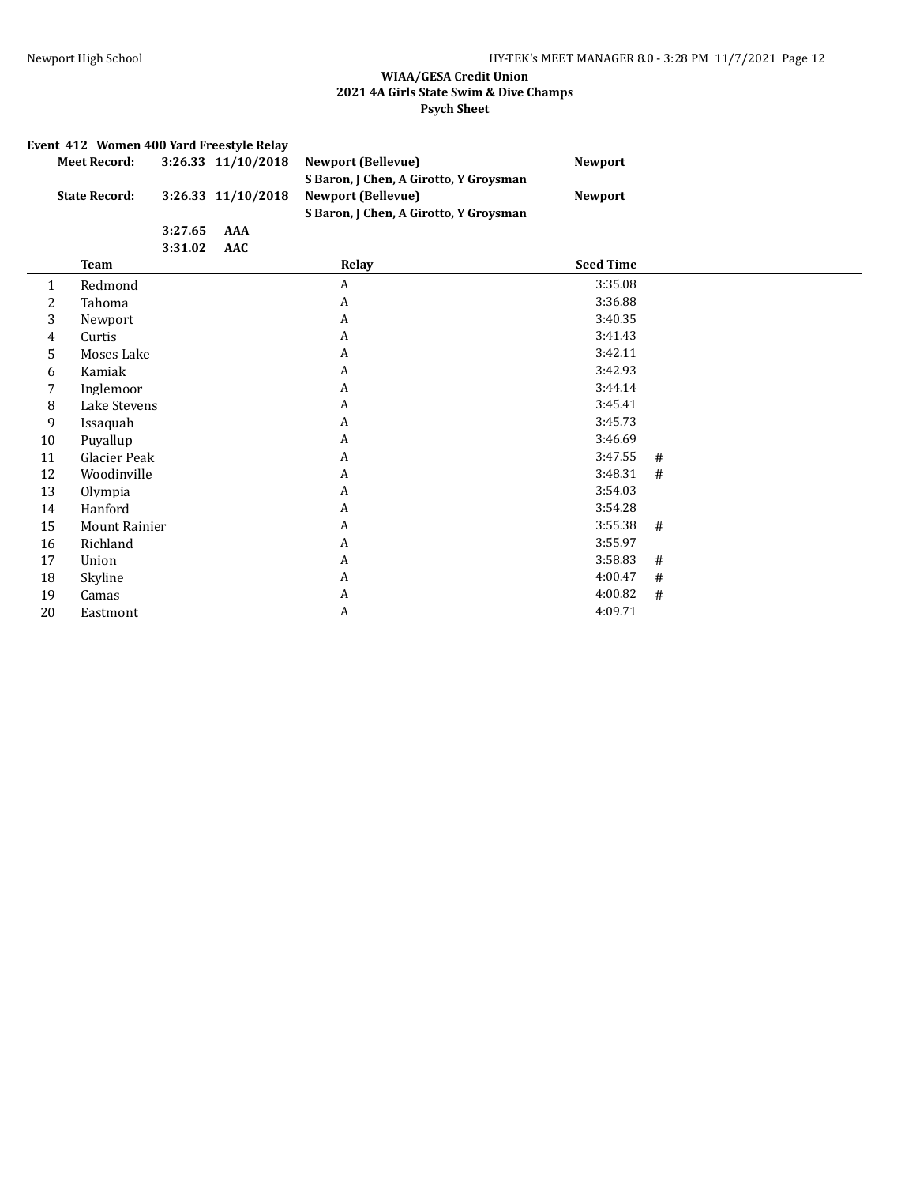**WIAA/GESA Credit Union**
**2021 4A Girls State Swim & Dive Champs**
**Psych Sheet**

**Event 412 Women 400 Yard Freestyle Relay**

| | | | | |
|---|---|---|---|---|
| **Meet Record:** | **3:26.33** | **11/10/2018** | **Newport (Bellevue)** | **Newport** |
| | | | **S Baron, J Chen, A Girotto, Y Groysman** | |
| **State Record:** | **3:26.33** | **11/10/2018** | **Newport (Bellevue)** | **Newport** |
| | | | **S Baron, J Chen, A Girotto, Y Groysman** | |
| | **3:27.65** | **AAA** | | |
| | **3:31.02** | **AAC** | | |

| | Team | Relay | Seed Time | |
|---|---|---|---|---|
| 1 | Redmond | A | 3:35.08 | |
| 2 | Tahoma | A | 3:36.88 | |
| 3 | Newport | A | 3:40.35 | |
| 4 | Curtis | A | 3:41.43 | |
| 5 | Moses Lake | A | 3:42.11 | |
| 6 | Kamiak | A | 3:42.93 | |
| 7 | Inglemoor | A | 3:44.14 | |
| 8 | Lake Stevens | A | 3:45.41 | |
| 9 | Issaquah | A | 3:45.73 | |
| 10 | Puyallup | A | 3:46.69 | |
| 11 | Glacier Peak | A | 3:47.55 | # |
| 12 | Woodinville | A | 3:48.31 | # |
| 13 | Olympia | A | 3:54.03 | |
| 14 | Hanford | A | 3:54.28 | |
| 15 | Mount Rainier | A | 3:55.38 | # |
| 16 | Richland | A | 3:55.97 | |
| 17 | Union | A | 3:58.83 | # |
| 18 | Skyline | A | 4:00.47 | # |
| 19 | Camas | A | 4:00.82 | # |
| 20 | Eastmont | A | 4:09.71 | |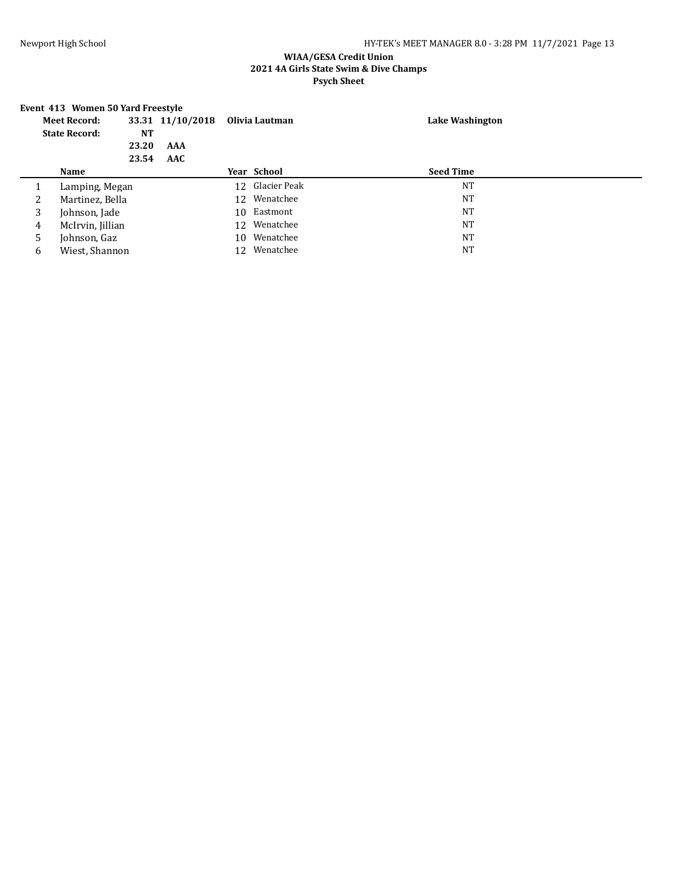**WIAA/GESA Credit Union**
**2021 4A Girls State Swim & Dive Champs**
**Psych Sheet**

**Event 413 Women 50 Yard Freestyle**

| | | | | |
|---|---|---|---|---|
| **Meet Record:** | **33.31** | **11/10/2018** | **Olivia Lautman** | **Lake Washington** |
| **State Record:** | **NT** | | | |
| | **23.20** | **AAA** | | |
| | **23.54** | **AAC** | | |

| | Name | Year | School | Seed Time |
|---|---|---|---|---|
| 1 | Lamping, Megan | 12 | Glacier Peak | NT |
| 2 | Martinez, Bella | 12 | Wenatchee | NT |
| 3 | Johnson, Jade | 10 | Eastmont | NT |
| 4 | McIrvin, Jillian | 12 | Wenatchee | NT |
| 5 | Johnson, Gaz | 10 | Wenatchee | NT |
| 6 | Wiest, Shannon | 12 | Wenatchee | NT |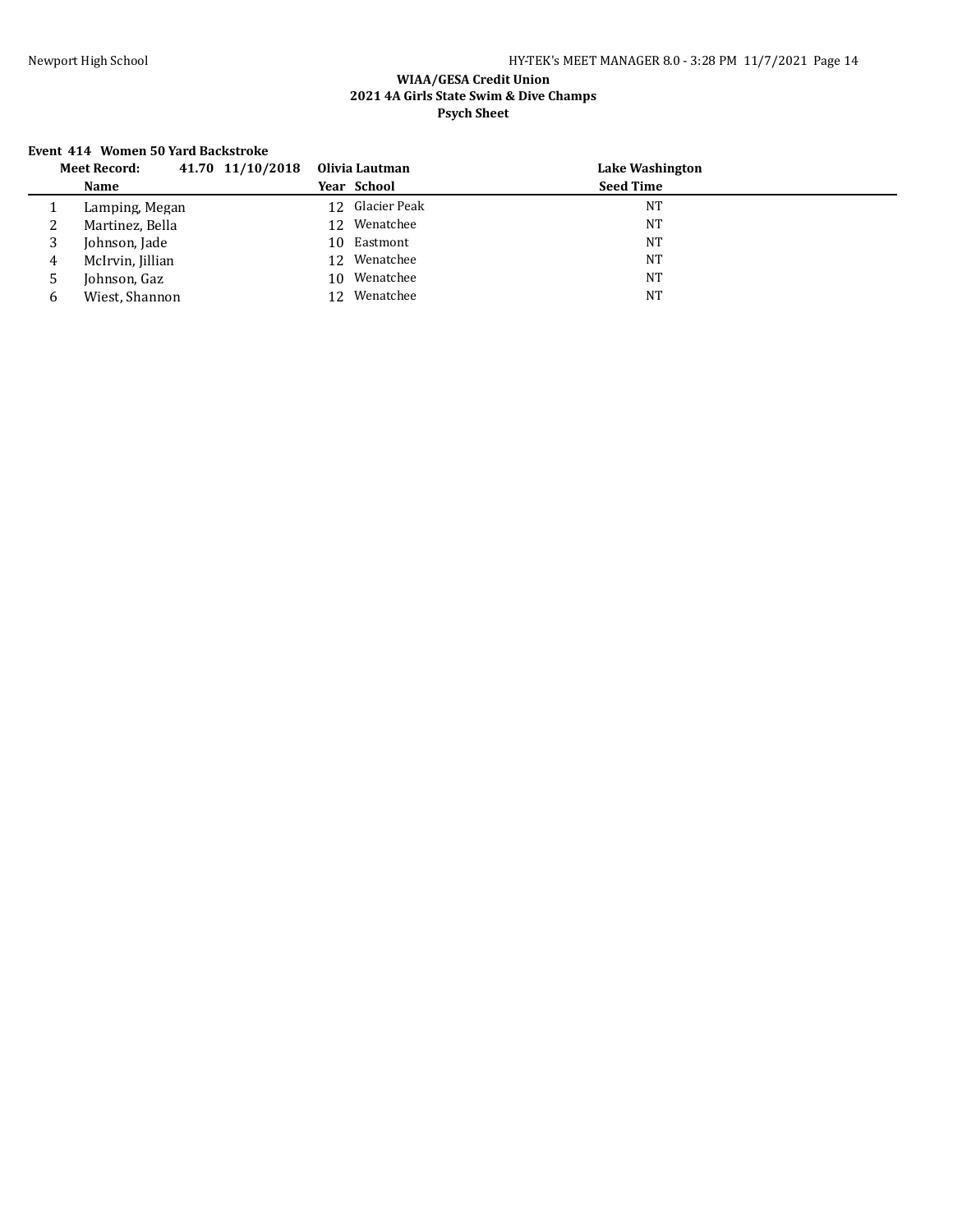**WIAA/GESA Credit Union**
**2021 4A Girls State Swim & Dive Champs**
**Psych Sheet**

**Event 414 Women 50 Yard Backstroke**

| | Name | Year | School | Seed Time |
|---|---|---|---|---|
| **Meet Record:** | **41.70 11/10/2018** | | **Olivia Lautman** | **Lake Washington** |
| 1 | Lamping, Megan | 12 | Glacier Peak | NT |
| 2 | Martinez, Bella | 12 | Wenatchee | NT |
| 3 | Johnson, Jade | 10 | Eastmont | NT |
| 4 | McIrvin, Jillian | 12 | Wenatchee | NT |
| 5 | Johnson, Gaz | 10 | Wenatchee | NT |
| 6 | Wiest, Shannon | 12 | Wenatchee | NT |